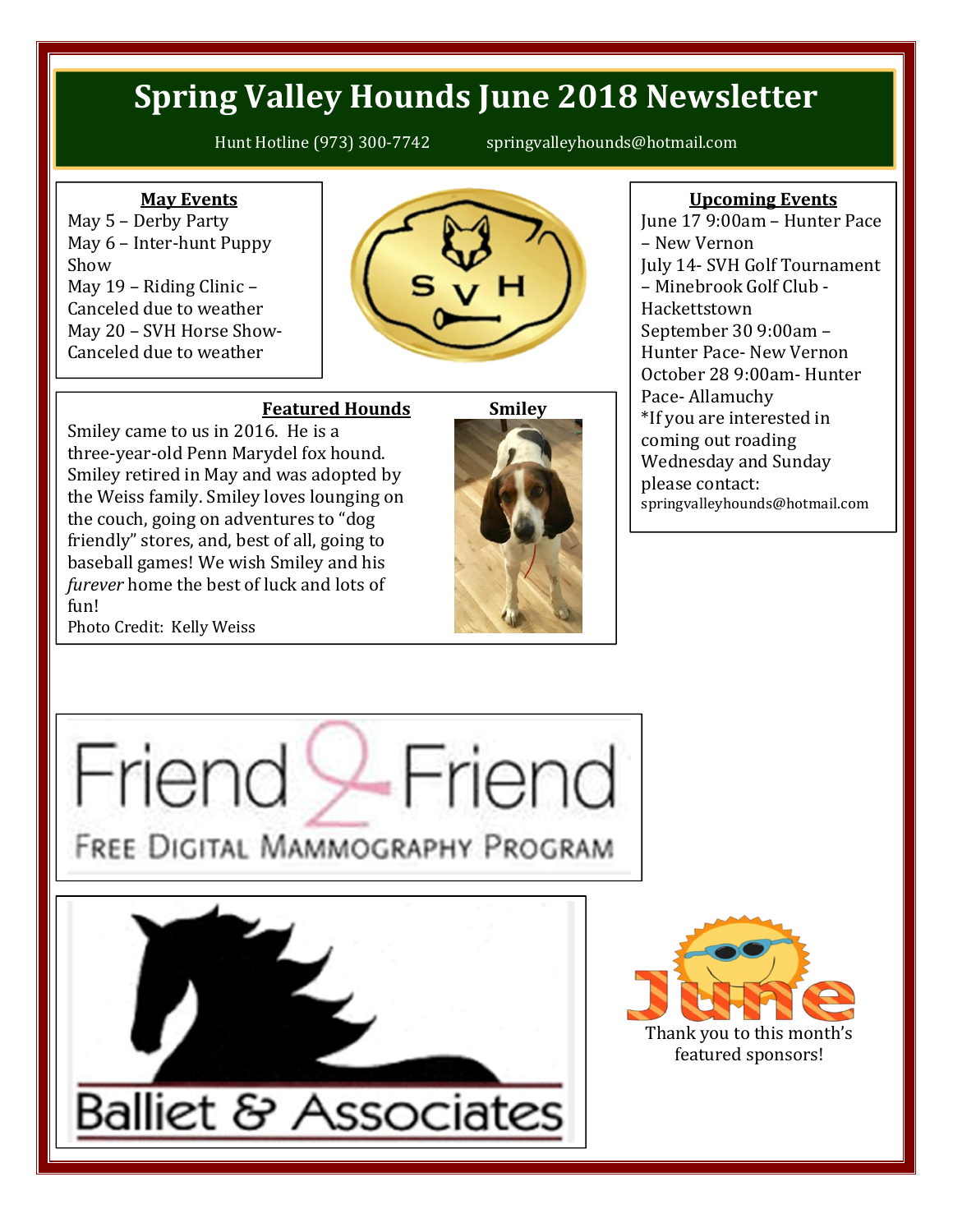# Spring Valley Hounds June 2018 Newsletter

Hunt Hotline (973) 300-7742 springvalleyhounds@hotmail.com

## May Events

May 5 – Derby Party
May 6 – Inter-hunt Puppy Show
May 19 – Riding Clinic – Canceled due to weather
May 20 – SVH Horse Show- Canceled due to weather

## Upcoming Events

June 17 9:00am – Hunter Pace – New Vernon
July 14- SVH Golf Tournament – Minebrook Golf Club - Hackettstown
September 30 9:00am – Hunter Pace- New Vernon
October 28 9:00am- Hunter Pace- Allamuchy
*If you are interested in coming out roading Wednesday and Sunday please contact: springvalleyhounds@hotmail.com

## Featured Hounds

**Smiley**

Smiley came to us in 2016. He is a three-year-old Penn Marydel fox hound. Smiley retired in May and was adopted by the Weiss family. Smiley loves lounging on the couch, going on adventures to "dog friendly" stores, and, best of all, going to baseball games! We wish Smiley and his *furever* home the best of luck and lots of fun!

Photo Credit: Kelly Weiss

Friend 2 Friend
FREE DIGITAL MAMMOGRAPHY PROGRAM

Balliet & Associates

June

Thank you to this month's featured sponsors!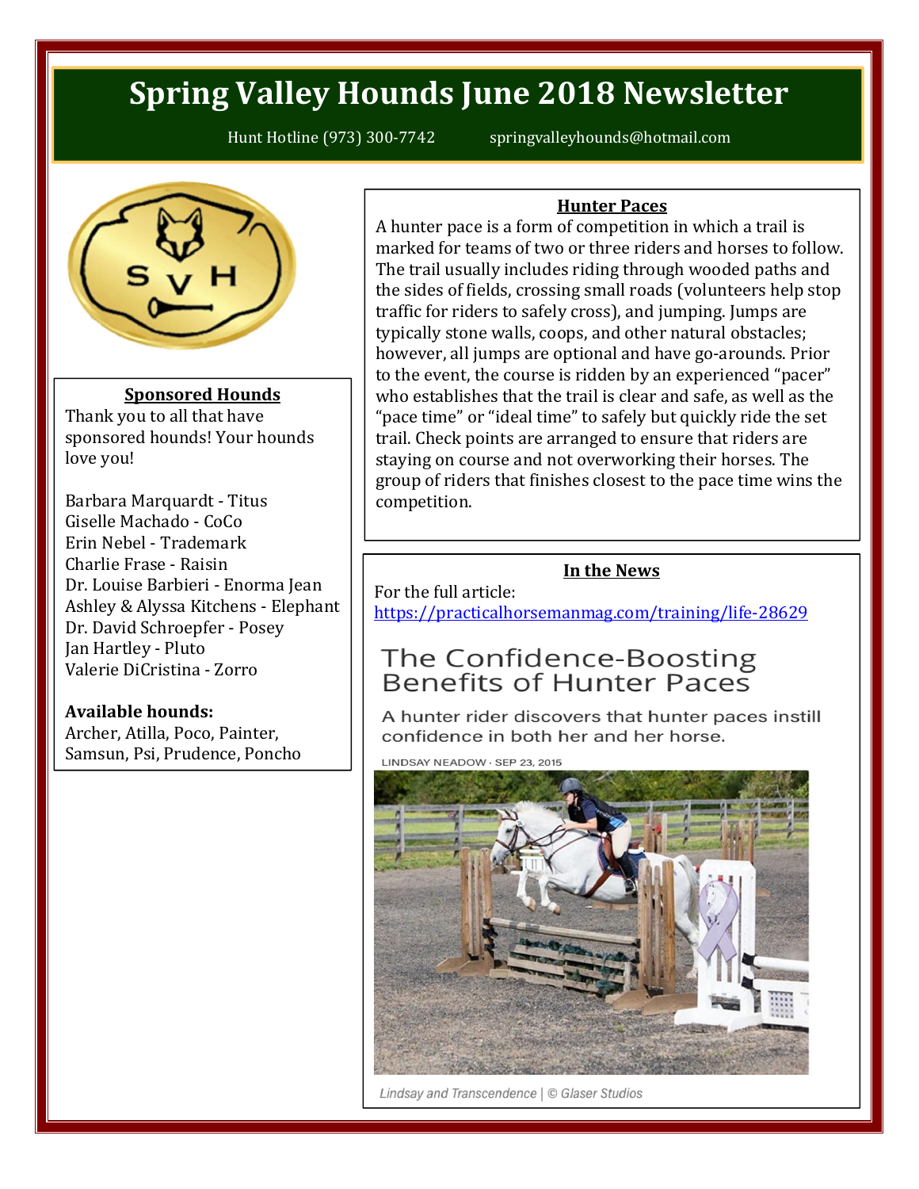# Spring Valley Hounds June 2018 Newsletter

Hunt Hotline (973) 300-7742 springvalleyhounds@hotmail.com

## Sponsored Hounds

Thank you to all that have sponsored hounds! Your hounds love you!

Barbara Marquardt - Titus
Giselle Machado - CoCo
Erin Nebel - Trademark
Charlie Frase - Raisin
Dr. Louise Barbieri - Enorma Jean
Ashley & Alyssa Kitchens - Elephant
Dr. David Schroepfer - Posey
Jan Hartley - Pluto
Valerie DiCristina - Zorro

**Available hounds:**
Archer, Atilla, Poco, Painter, Samsun, Psi, Prudence, Poncho

## Hunter Paces

A hunter pace is a form of competition in which a trail is marked for teams of two or three riders and horses to follow. The trail usually includes riding through wooded paths and the sides of fields, crossing small roads (volunteers help stop traffic for riders to safely cross), and jumping. Jumps are typically stone walls, coops, and other natural obstacles; however, all jumps are optional and have go-arounds. Prior to the event, the course is ridden by an experienced "pacer" who establishes that the trail is clear and safe, as well as the "pace time" or "ideal time" to safely but quickly ride the set trail. Check points are arranged to ensure that riders are staying on course and not overworking their horses. The group of riders that finishes closest to the pace time wins the competition.

## In the News

For the full article: https://practicalhorsemanmag.com/training/life-28629

### The Confidence-Boosting Benefits of Hunter Paces

A hunter rider discovers that hunter paces instill confidence in both her and her horse.

LINDSAY NEADOW · SEP 23, 2015

*Lindsay and Transcendence | © Glaser Studios*